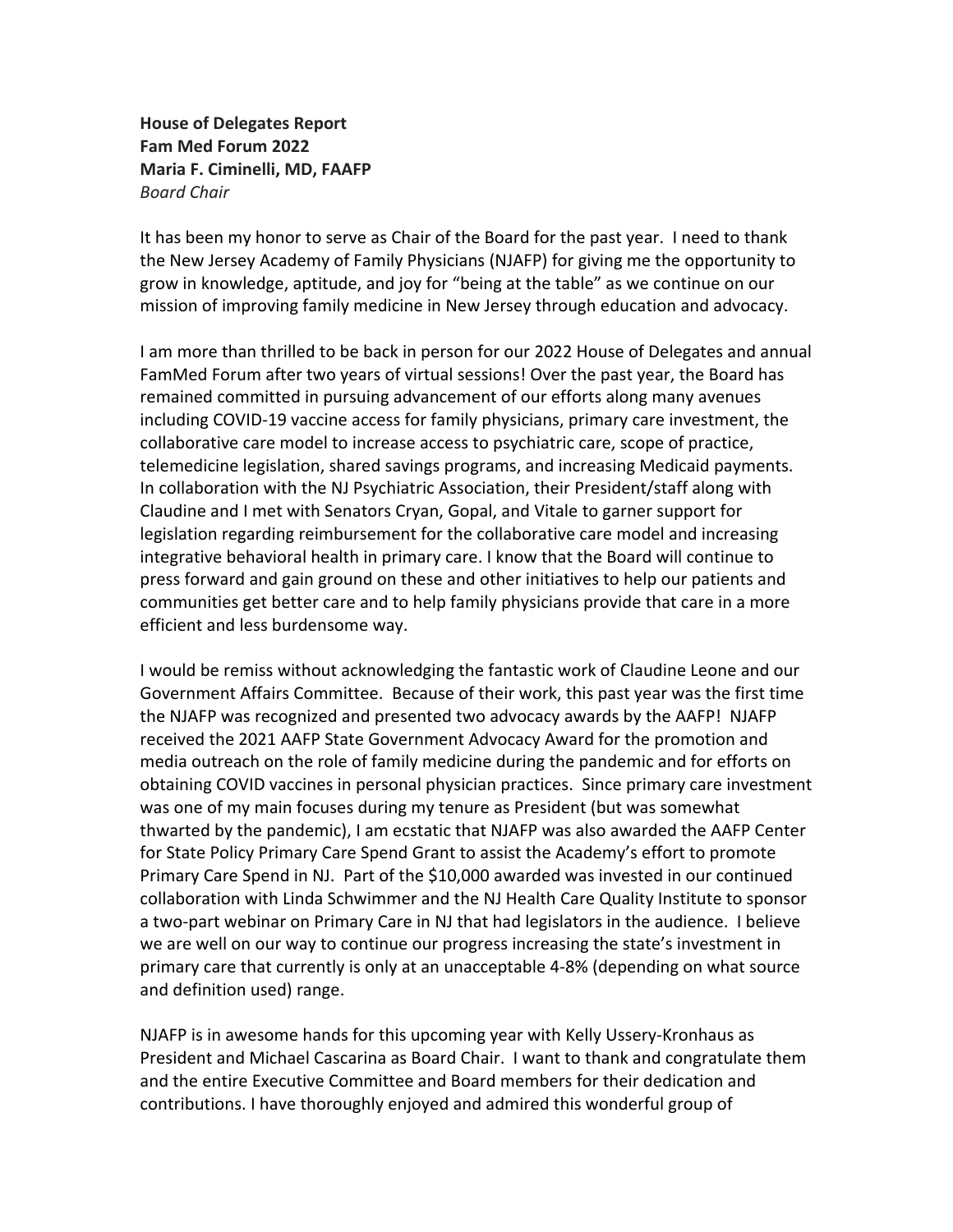**House of Delegates Report**
**Fam Med Forum 2022**
**Maria F. Ciminelli, MD, FAAFP**
*Board Chair*

It has been my honor to serve as Chair of the Board for the past year. I need to thank the New Jersey Academy of Family Physicians (NJAFP) for giving me the opportunity to grow in knowledge, aptitude, and joy for "being at the table" as we continue on our mission of improving family medicine in New Jersey through education and advocacy.

I am more than thrilled to be back in person for our 2022 House of Delegates and annual FamMed Forum after two years of virtual sessions! Over the past year, the Board has remained committed in pursuing advancement of our efforts along many avenues including COVID-19 vaccine access for family physicians, primary care investment, the collaborative care model to increase access to psychiatric care, scope of practice, telemedicine legislation, shared savings programs, and increasing Medicaid payments. In collaboration with the NJ Psychiatric Association, their President/staff along with Claudine and I met with Senators Cryan, Gopal, and Vitale to garner support for legislation regarding reimbursement for the collaborative care model and increasing integrative behavioral health in primary care. I know that the Board will continue to press forward and gain ground on these and other initiatives to help our patients and communities get better care and to help family physicians provide that care in a more efficient and less burdensome way.

I would be remiss without acknowledging the fantastic work of Claudine Leone and our Government Affairs Committee. Because of their work, this past year was the first time the NJAFP was recognized and presented two advocacy awards by the AAFP! NJAFP received the 2021 AAFP State Government Advocacy Award for the promotion and media outreach on the role of family medicine during the pandemic and for efforts on obtaining COVID vaccines in personal physician practices. Since primary care investment was one of my main focuses during my tenure as President (but was somewhat thwarted by the pandemic), I am ecstatic that NJAFP was also awarded the AAFP Center for State Policy Primary Care Spend Grant to assist the Academy's effort to promote Primary Care Spend in NJ. Part of the $10,000 awarded was invested in our continued collaboration with Linda Schwimmer and the NJ Health Care Quality Institute to sponsor a two-part webinar on Primary Care in NJ that had legislators in the audience. I believe we are well on our way to continue our progress increasing the state's investment in primary care that currently is only at an unacceptable 4-8% (depending on what source and definition used) range.

NJAFP is in awesome hands for this upcoming year with Kelly Ussery-Kronhaus as President and Michael Cascarina as Board Chair. I want to thank and congratulate them and the entire Executive Committee and Board members for their dedication and contributions. I have thoroughly enjoyed and admired this wonderful group of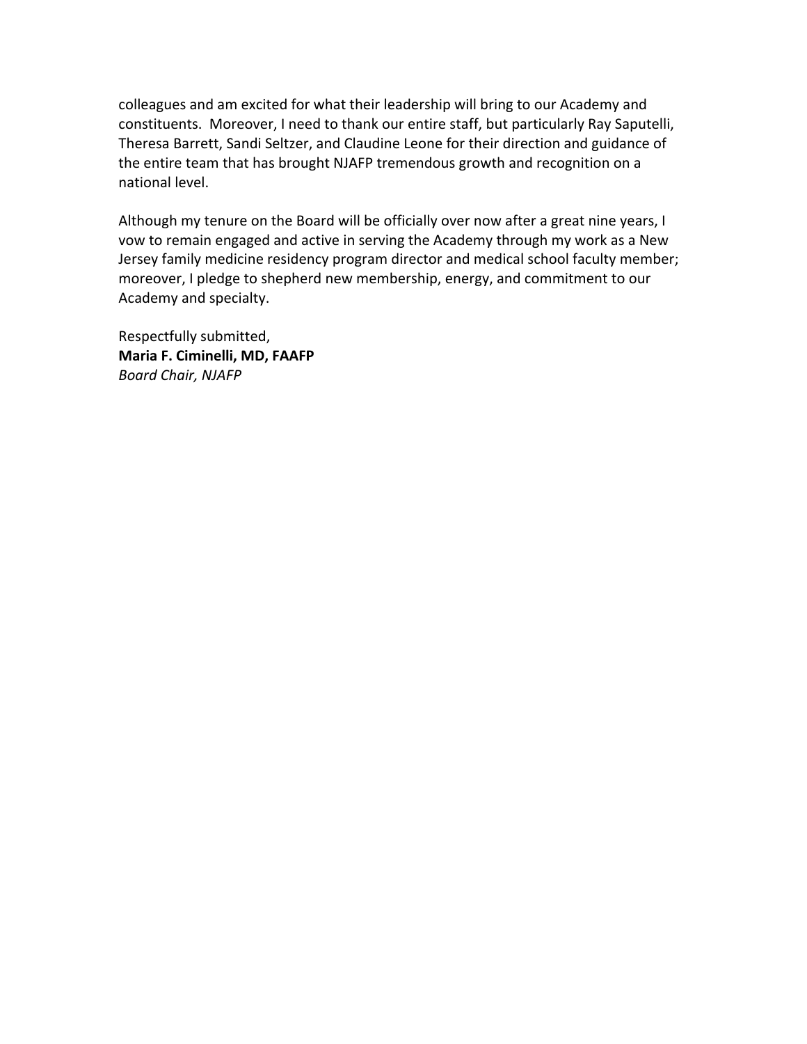colleagues and am excited for what their leadership will bring to our Academy and constituents. Moreover, I need to thank our entire staff, but particularly Ray Saputelli, Theresa Barrett, Sandi Seltzer, and Claudine Leone for their direction and guidance of the entire team that has brought NJAFP tremendous growth and recognition on a national level.

Although my tenure on the Board will be officially over now after a great nine years, I vow to remain engaged and active in serving the Academy through my work as a New Jersey family medicine residency program director and medical school faculty member; moreover, I pledge to shepherd new membership, energy, and commitment to our Academy and specialty.

Respectfully submitted,
**Maria F. Ciminelli, MD, FAAFP**
*Board Chair, NJAFP*